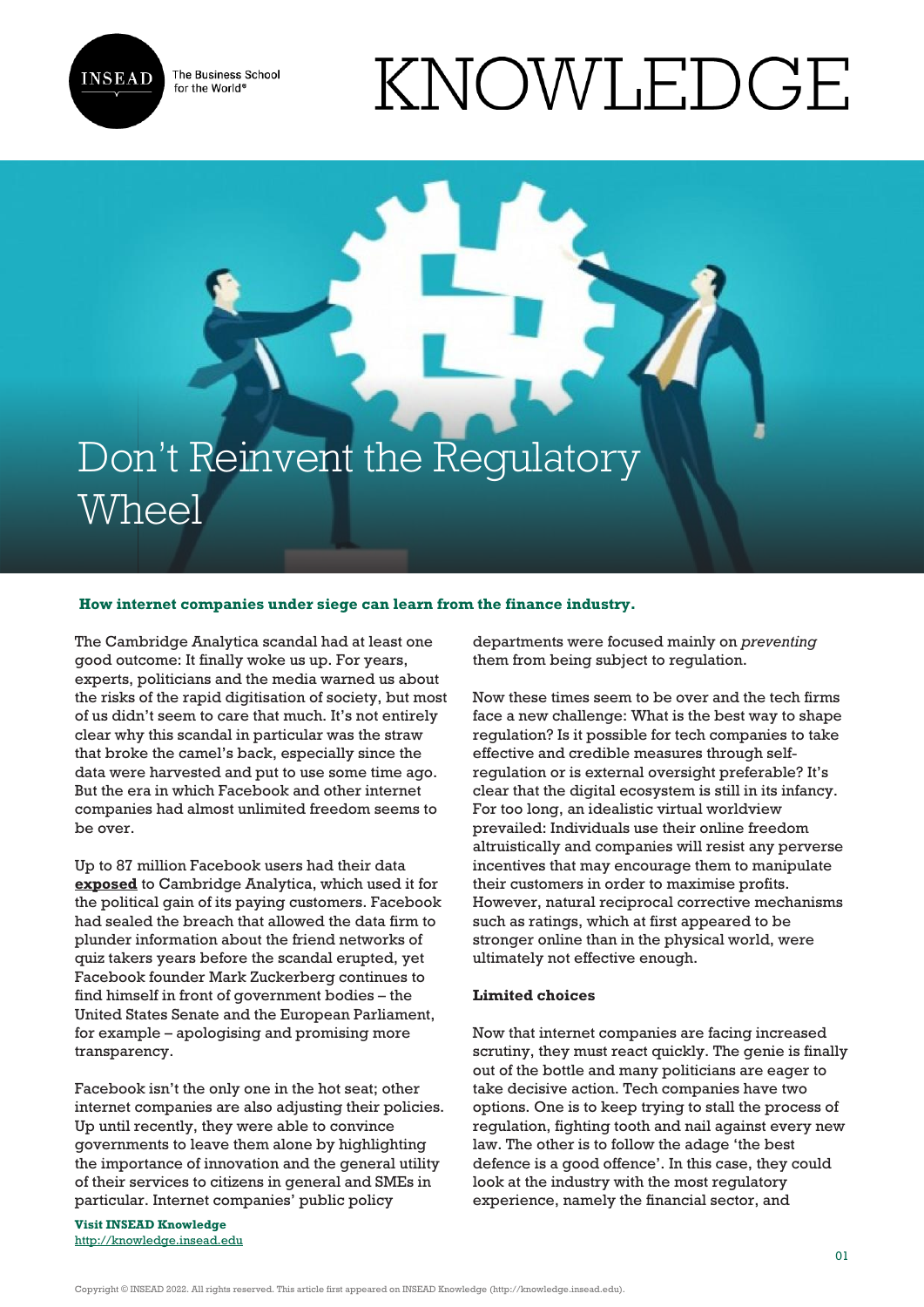# Don't Reinvent the Regulatory Wheel

**How internet companies under siege can learn from the finance industry.**

The Cambridge Analytica scandal had at least one good outcome: It finally woke us up. For years, experts, politicians and the media warned us about the risks of the rapid digitisation of society, but most of us didn't seem to care that much. It's not entirely clear why this scandal in particular was the straw that broke the camel's back, especially since the data were harvested and put to use some time ago. But the era in which Facebook and other internet companies had almost unlimited freedom seems to be over.

Up to 87 million Facebook users had their data **exposed** to Cambridge Analytica, which used it for the political gain of its paying customers. Facebook had sealed the breach that allowed the data firm to plunder information about the friend networks of quiz takers years before the scandal erupted, yet Facebook founder Mark Zuckerberg continues to find himself in front of government bodies – the United States Senate and the European Parliament, for example – apologising and promising more transparency.

Facebook isn't the only one in the hot seat; other internet companies are also adjusting their policies. Up until recently, they were able to convince governments to leave them alone by highlighting the importance of innovation and the general utility of their services to citizens in general and SMEs in particular. Internet companies' public policy departments were focused mainly on *preventing* them from being subject to regulation.

Now these times seem to be over and the tech firms face a new challenge: What is the best way to shape regulation? Is it possible for tech companies to take effective and credible measures through self-regulation or is external oversight preferable? It's clear that the digital ecosystem is still in its infancy. For too long, an idealistic virtual worldview prevailed: Individuals use their online freedom altruistically and companies will resist any perverse incentives that may encourage them to manipulate their customers in order to maximise profits. However, natural reciprocal corrective mechanisms such as ratings, which at first appeared to be stronger online than in the physical world, were ultimately not effective enough.

### Limited choices

Now that internet companies are facing increased scrutiny, they must react quickly. The genie is finally out of the bottle and many politicians are eager to take decisive action. Tech companies have two options. One is to keep trying to stall the process of regulation, fighting tooth and nail against every new law. The other is to follow the adage 'the best defence is a good offence'. In this case, they could look at the industry with the most regulatory experience, namely the financial sector, and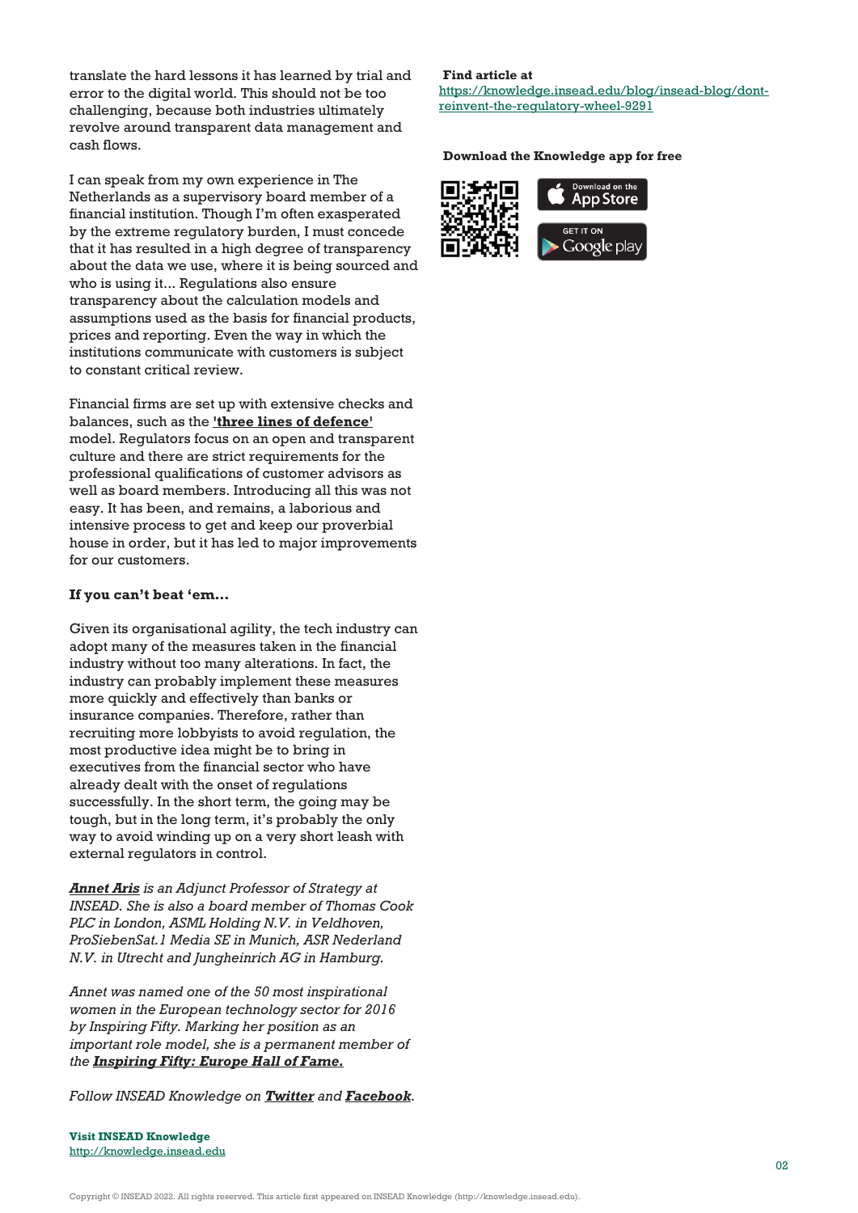translate the hard lessons it has learned by trial and error to the digital world. This should not be too challenging, because both industries ultimately revolve around transparent data management and cash flows.

I can speak from my own experience in The Netherlands as a supervisory board member of a financial institution. Though I'm often exasperated by the extreme regulatory burden, I must concede that it has resulted in a high degree of transparency about the data we use, where it is being sourced and who is using it... Regulations also ensure transparency about the calculation models and assumptions used as the basis for financial products, prices and reporting. Even the way in which the institutions communicate with customers is subject to constant critical review.

Financial firms are set up with extensive checks and balances, such as the **'three lines of defence'** model. Regulators focus on an open and transparent culture and there are strict requirements for the professional qualifications of customer advisors as well as board members. Introducing all this was not easy. It has been, and remains, a laborious and intensive process to get and keep our proverbial house in order, but it has led to major improvements for our customers.

**If you can't beat 'em...**

Given its organisational agility, the tech industry can adopt many of the measures taken in the financial industry without too many alterations. In fact, the industry can probably implement these measures more quickly and effectively than banks or insurance companies. Therefore, rather than recruiting more lobbyists to avoid regulation, the most productive idea might be to bring in executives from the financial sector who have already dealt with the onset of regulations successfully. In the short term, the going may be tough, but in the long term, it's probably the only way to avoid winding up on a very short leash with external regulators in control.

***Annet Aris*** *is an Adjunct Professor of Strategy at INSEAD. She is also a board member of Thomas Cook PLC in London, ASML Holding N.V. in Veldhoven, ProSiebenSat.1 Media SE in Munich, ASR Nederland N.V. in Utrecht and Jungheinrich AG in Hamburg.*

*Annet was named one of the 50 most inspirational women in the European technology sector for 2016 by Inspiring Fifty. Marking her position as an important role model, she is a permanent member of the* ***Inspiring Fifty: Europe Hall of Fame.***

*Follow INSEAD Knowledge on* ***Twitter*** *and* ***Facebook****.*

**Visit INSEAD Knowledge**
http://knowledge.insead.edu

**Find article at**
https://knowledge.insead.edu/blog/insead-blog/dont-reinvent-the-regulatory-wheel-9291

**Download the Knowledge app for free**

Copyright © INSEAD 2022. All rights reserved. This article first appeared on INSEAD Knowledge (http://knowledge.insead.edu).